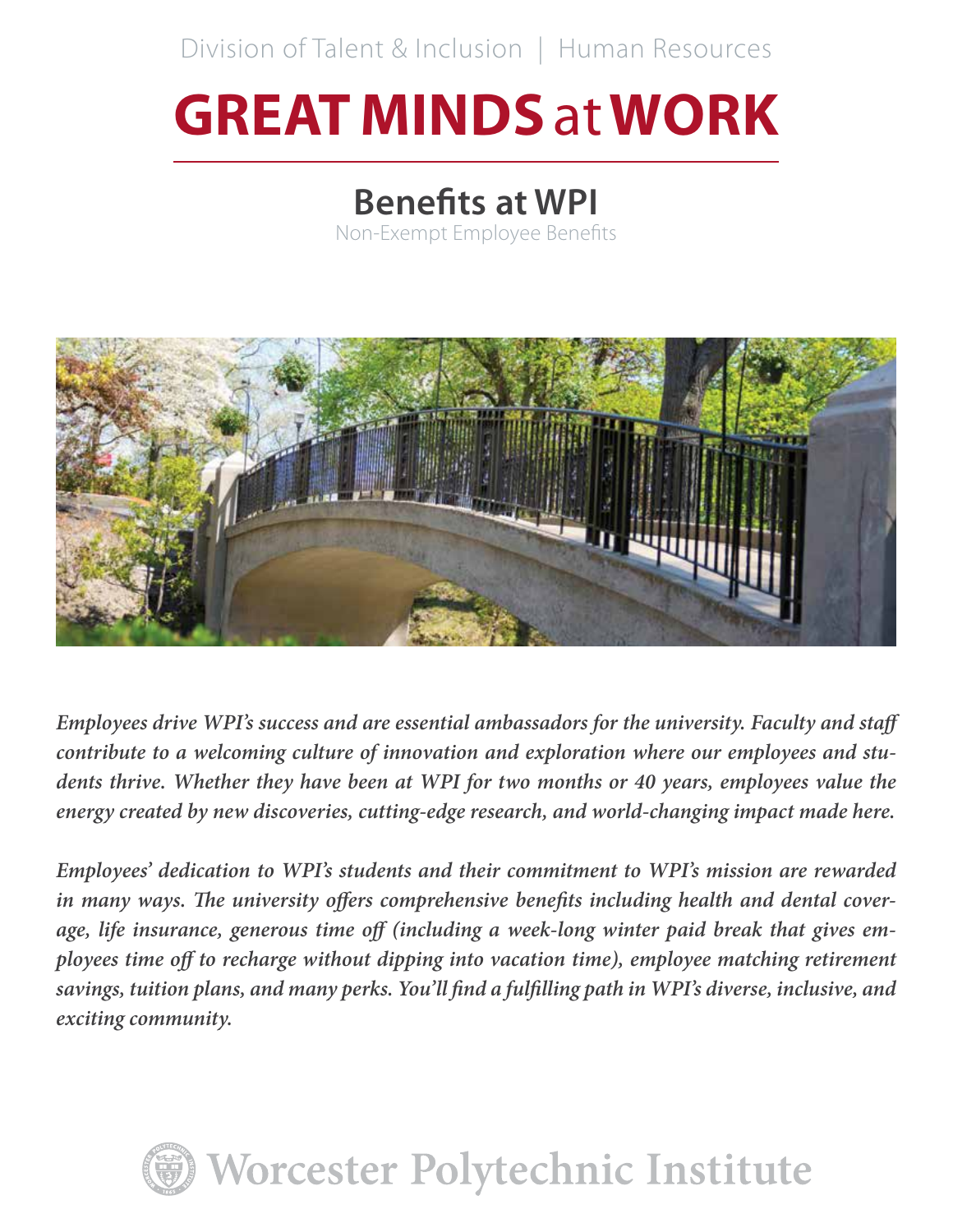Division of Talent & Inclusion | Human Resources

# GREAT MINDS at WORK

## Benefits at WPI

Non-Exempt Employee Benefits

*Employees drive WPI's success and are essential ambassadors for the university. Faculty and staff contribute to a welcoming culture of innovation and exploration where our employees and students thrive. Whether they have been at WPI for two months or 40 years, employees value the energy created by new discoveries, cutting-edge research, and world-changing impact made here.*

*Employees' dedication to WPI's students and their commitment to WPI's mission are rewarded in many ways. The university offers comprehensive benefits including health and dental coverage, life insurance, generous time off (including a week-long winter paid break that gives employees time off to recharge without dipping into vacation time), employee matching retirement savings, tuition plans, and many perks. You'll find a fulfilling path in WPI's diverse, inclusive, and exciting community.*

Worcester Polytechnic Institute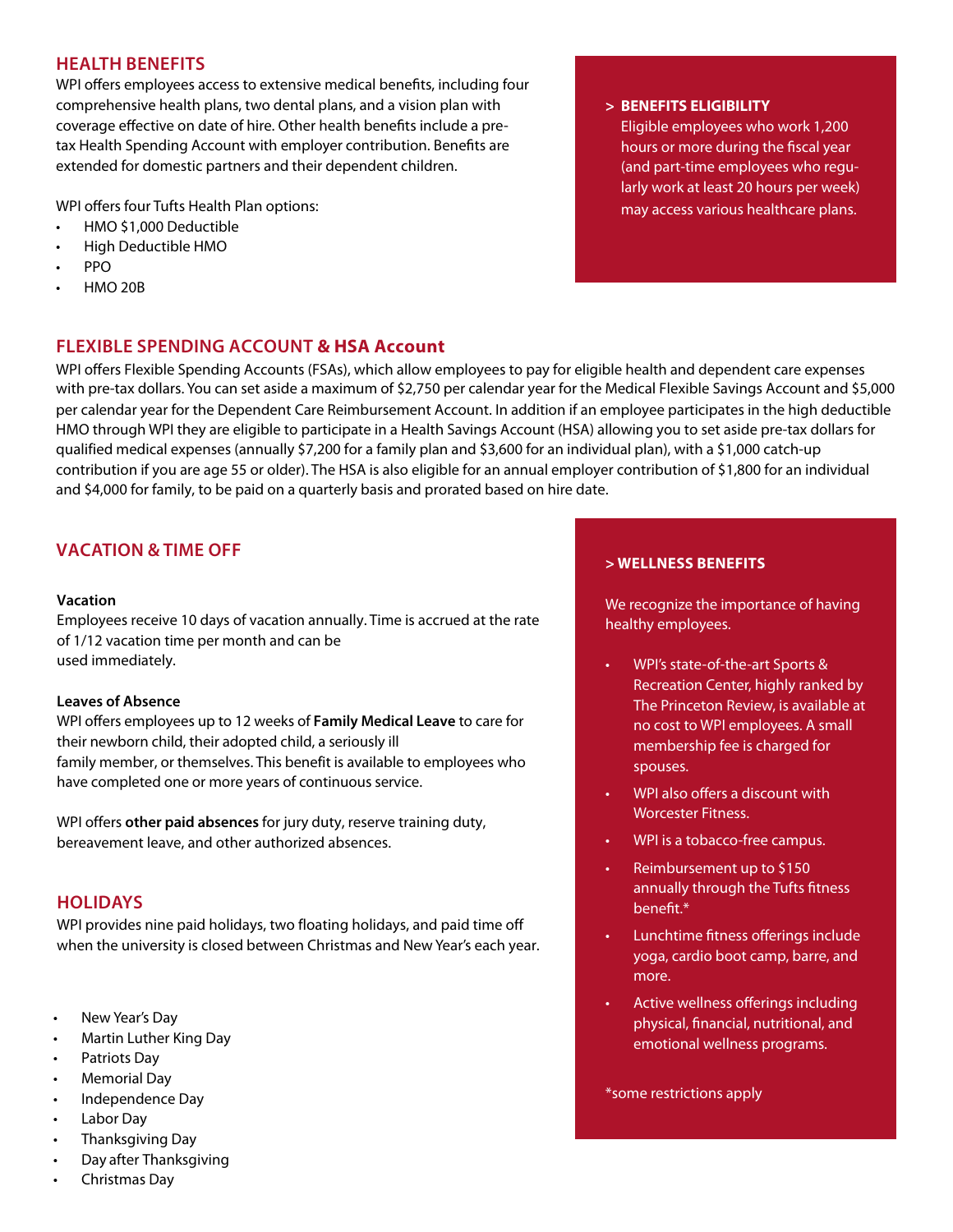## HEALTH BENEFITS

WPI offers employees access to extensive medical benefits, including four comprehensive health plans, two dental plans, and a vision plan with coverage effective on date of hire. Other health benefits include a pre-tax Health Spending Account with employer contribution. Benefits are extended for domestic partners and their dependent children.

WPI offers four Tufts Health Plan options:

- HMO $1,000 Deductible
- High Deductible HMO
- PPO
- HMO 20B

### > BENEFITS ELIGIBILITY

Eligible employees who work 1,200 hours or more during the fiscal year (and part-time employees who regularly work at least 20 hours per week) may access various healthcare plans.

## FLEXIBLE SPENDING ACCOUNT & HSA Account

WPI offers Flexible Spending Accounts (FSAs), which allow employees to pay for eligible health and dependent care expenses with pre-tax dollars. You can set aside a maximum of $2,750 per calendar year for the Medical Flexible Savings Account and $5,000 per calendar year for the Dependent Care Reimbursement Account. In addition if an employee participates in the high deductible HMO through WPI they are eligible to participate in a Health Savings Account (HSA) allowing you to set aside pre-tax dollars for qualified medical expenses (annually $7,200 for a family plan and $3,600 for an individual plan), with a $1,000 catch-up contribution if you are age 55 or older). The HSA is also eligible for an annual employer contribution of $1,800 for an individual and $4,000 for family, to be paid on a quarterly basis and prorated based on hire date.

## VACATION & TIME OFF

**Vacation**

Employees receive 10 days of vacation annually. Time is accrued at the rate of 1/12 vacation time per month and can be used immediately.

**Leaves of Absence**

WPI offers employees up to 12 weeks of **Family Medical Leave** to care for their newborn child, their adopted child, a seriously ill family member, or themselves. This benefit is available to employees who have completed one or more years of continuous service.

WPI offers **other paid absences** for jury duty, reserve training duty, bereavement leave, and other authorized absences.

## HOLIDAYS

WPI provides nine paid holidays, two floating holidays, and paid time off when the university is closed between Christmas and New Year's each year.

- New Year's Day
- Martin Luther King Day
- Patriots Day
- Memorial Day
- Independence Day
- Labor Day
- Thanksgiving Day
- Day after Thanksgiving
- Christmas Day

### > WELLNESS BENEFITS

We recognize the importance of having healthy employees.

- WPI's state-of-the-art Sports & Recreation Center, highly ranked by The Princeton Review, is available at no cost to WPI employees. A small membership fee is charged for spouses.
- WPI also offers a discount with Worcester Fitness.
- WPI is a tobacco-free campus.
- Reimbursement up to $150 annually through the Tufts fitness benefit.*
- Lunchtime fitness offerings include yoga, cardio boot camp, barre, and more.
- Active wellness offerings including physical, financial, nutritional, and emotional wellness programs.

*some restrictions apply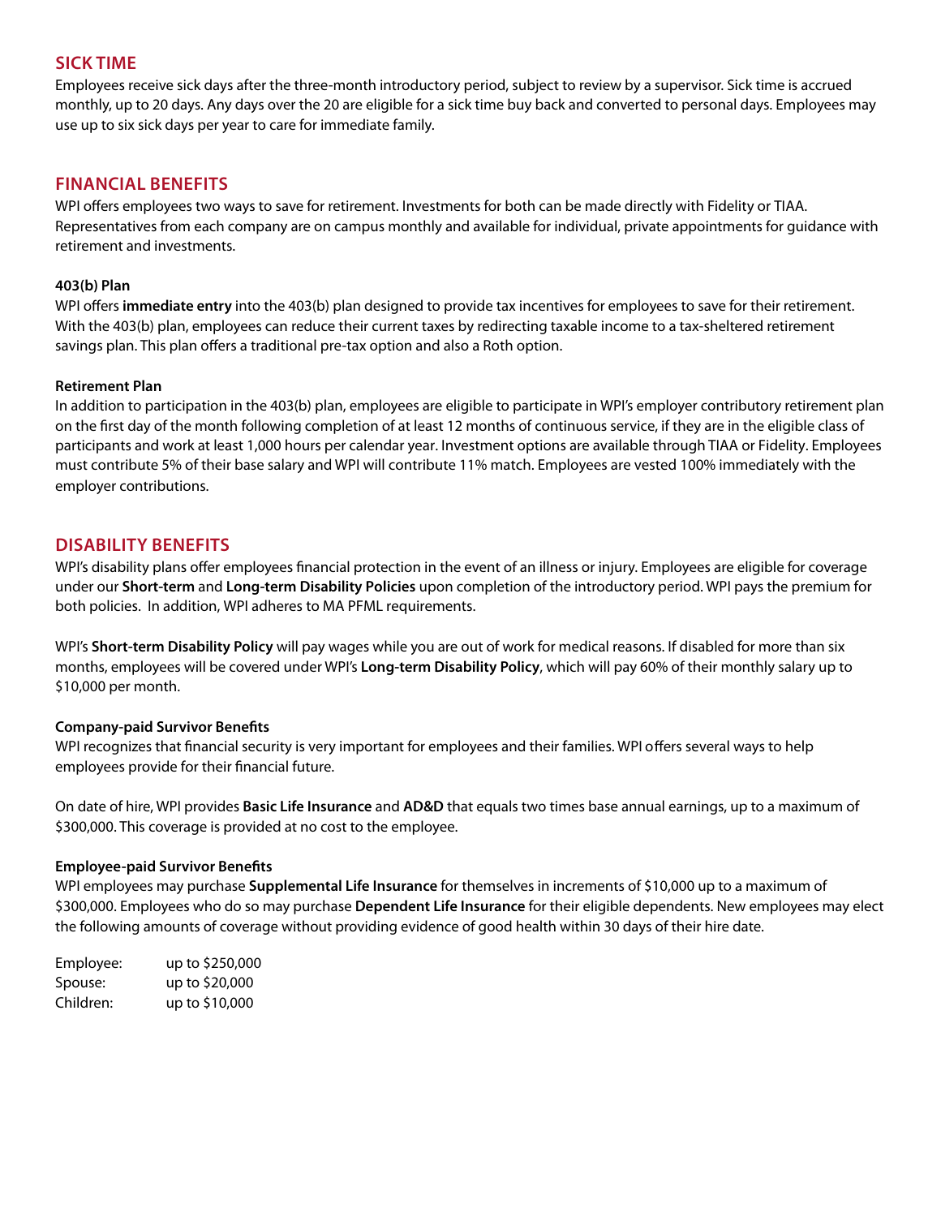## SICK TIME

Employees receive sick days after the three-month introductory period, subject to review by a supervisor. Sick time is accrued monthly, up to 20 days. Any days over the 20 are eligible for a sick time buy back and converted to personal days. Employees may use up to six sick days per year to care for immediate family.

## FINANCIAL BENEFITS

WPI offers employees two ways to save for retirement. Investments for both can be made directly with Fidelity or TIAA. Representatives from each company are on campus monthly and available for individual, private appointments for guidance with retirement and investments.

### 403(b) Plan

WPI offers **immediate entry** into the 403(b) plan designed to provide tax incentives for employees to save for their retirement. With the 403(b) plan, employees can reduce their current taxes by redirecting taxable income to a tax-sheltered retirement savings plan. This plan offers a traditional pre-tax option and also a Roth option.

### Retirement Plan

In addition to participation in the 403(b) plan, employees are eligible to participate in WPI's employer contributory retirement plan on the first day of the month following completion of at least 12 months of continuous service, if they are in the eligible class of participants and work at least 1,000 hours per calendar year. Investment options are available through TIAA or Fidelity. Employees must contribute 5% of their base salary and WPI will contribute 11% match. Employees are vested 100% immediately with the employer contributions.

## DISABILITY BENEFITS

WPI's disability plans offer employees financial protection in the event of an illness or injury. Employees are eligible for coverage under our **Short-term** and **Long-term Disability Policies** upon completion of the introductory period. WPI pays the premium for both policies. In addition, WPI adheres to MA PFML requirements.

WPI's **Short-term Disability Policy** will pay wages while you are out of work for medical reasons. If disabled for more than six months, employees will be covered under WPI's **Long-term Disability Policy**, which will pay 60% of their monthly salary up to $10,000 per month.

### Company-paid Survivor Benefits

WPI recognizes that financial security is very important for employees and their families. WPI offers several ways to help employees provide for their financial future.

On date of hire, WPI provides **Basic Life Insurance** and **AD&D** that equals two times base annual earnings, up to a maximum of $300,000. This coverage is provided at no cost to the employee.

### Employee-paid Survivor Benefits

WPI employees may purchase **Supplemental Life Insurance** for themselves in increments of $10,000 up to a maximum of $300,000. Employees who do so may purchase **Dependent Life Insurance** for their eligible dependents. New employees may elect the following amounts of coverage without providing evidence of good health within 30 days of their hire date.

| | |
|---|---|
| Employee: | up to $250,000 |
| Spouse: | up to $20,000 |
| Children: | up to $10,000 |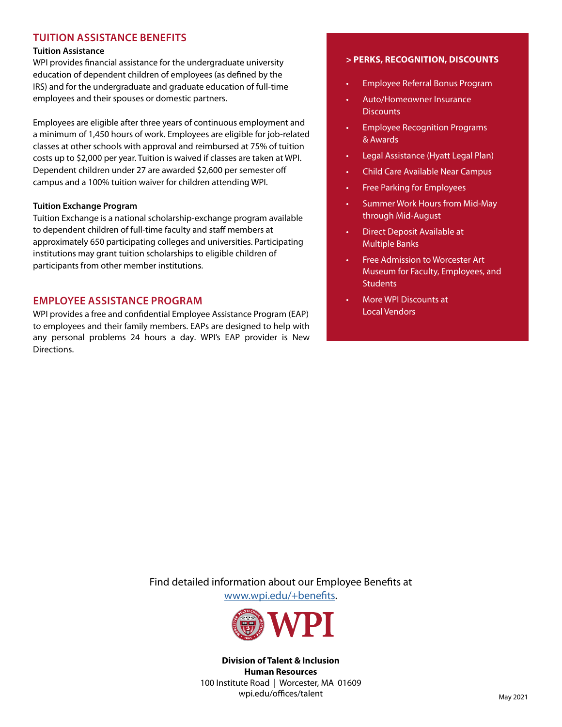## TUITION ASSISTANCE BENEFITS

### Tuition Assistance

WPI provides financial assistance for the undergraduate university education of dependent children of employees (as defined by the IRS) and for the undergraduate and graduate education of full-time employees and their spouses or domestic partners.

Employees are eligible after three years of continuous employment and a minimum of 1,450 hours of work. Employees are eligible for job-related classes at other schools with approval and reimbursed at 75% of tuition costs up to $2,000 per year. Tuition is waived if classes are taken at WPI. Dependent children under 27 are awarded $2,600 per semester off campus and a 100% tuition waiver for children attending WPI.

### Tuition Exchange Program

Tuition Exchange is a national scholarship-exchange program available to dependent children of full-time faculty and staff members at approximately 650 participating colleges and universities. Participating institutions may grant tuition scholarships to eligible children of participants from other member institutions.

## EMPLOYEE ASSISTANCE PROGRAM

WPI provides a free and confidential Employee Assistance Program (EAP) to employees and their family members. EAPs are designed to help with any personal problems 24 hours a day. WPI's EAP provider is New Directions.

### > PERKS, RECOGNITION, DISCOUNTS

- Employee Referral Bonus Program
- Auto/Homeowner Insurance Discounts
- Employee Recognition Programs & Awards
- Legal Assistance (Hyatt Legal Plan)
- Child Care Available Near Campus
- Free Parking for Employees
- Summer Work Hours from Mid-May through Mid-August
- Direct Deposit Available at Multiple Banks
- Free Admission to Worcester Art Museum for Faculty, Employees, and Students
- More WPI Discounts at Local Vendors

Find detailed information about our Employee Benefits at www.wpi.edu/+benefits.

WPI

**Division of Talent & Inclusion**
**Human Resources**
100 Institute Road | Worcester, MA 01609
wpi.edu/offices/talent

May 2021